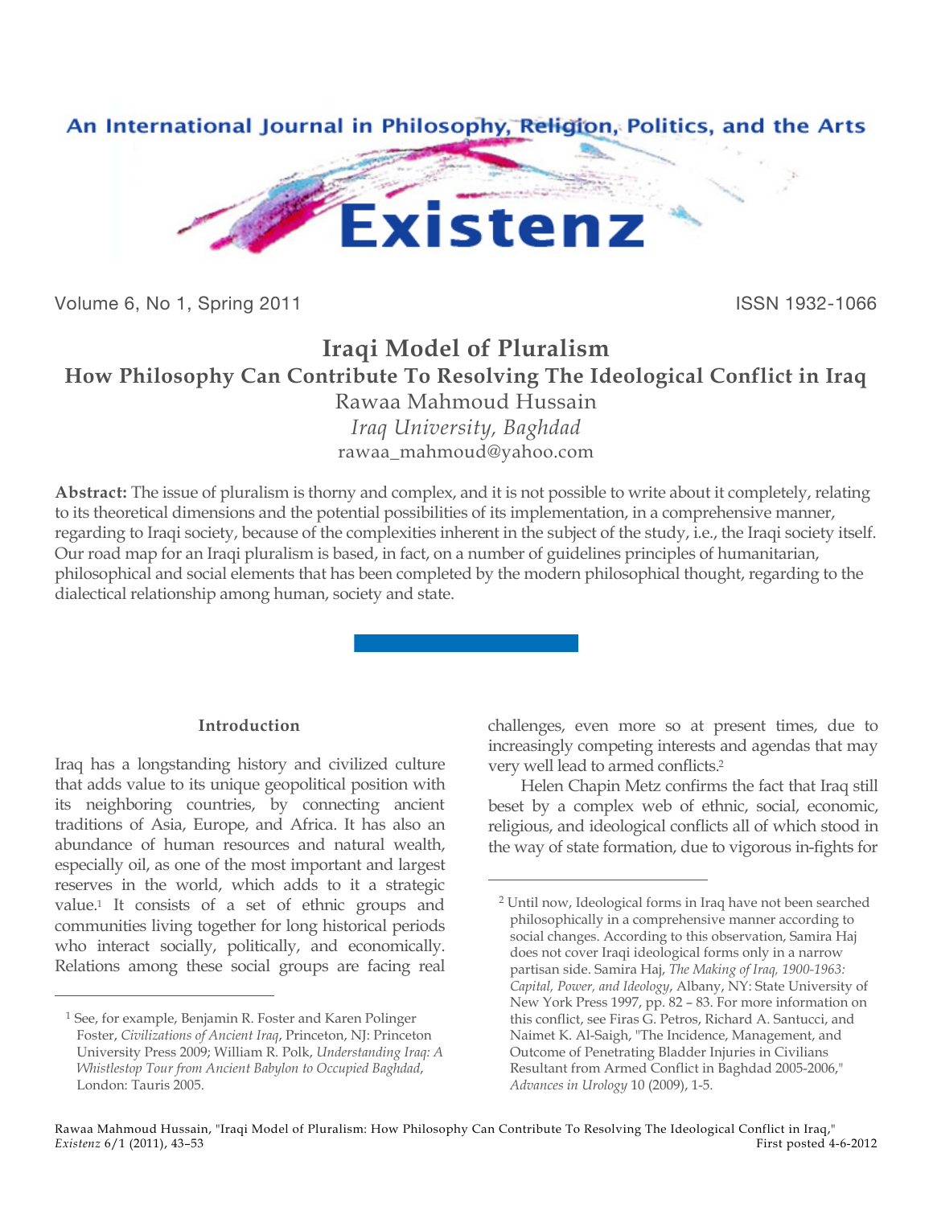# Iraqi Model of Pluralism

## How Philosophy Can Contribute To Resolving The Ideological Conflict in Iraq

Rawaa Mahmoud Hussain

*Iraq University, Baghdad*

rawaa_mahmoud@yahoo.com

**Abstract:** The issue of pluralism is thorny and complex, and it is not possible to write about it completely, relating to its theoretical dimensions and the potential possibilities of its implementation, in a comprehensive manner, regarding to Iraqi society, because of the complexities inherent in the subject of the study, i.e., the Iraqi society itself. Our road map for an Iraqi pluralism is based, in fact, on a number of guidelines principles of humanitarian, philosophical and social elements that has been completed by the modern philosophical thought, regarding to the dialectical relationship among human, society and state.

### Introduction

Iraq has a longstanding history and civilized culture that adds value to its unique geopolitical position with its neighboring countries, by connecting ancient traditions of Asia, Europe, and Africa. It has also an abundance of human resources and natural wealth, especially oil, as one of the most important and largest reserves in the world, which adds to it a strategic value.[1] It consists of a set of ethnic groups and communities living together for long historical periods who interact socially, politically, and economically. Relations among these social groups are facing real challenges, even more so at present times, due to increasingly competing interests and agendas that may very well lead to armed conflicts.[2]

Helen Chapin Metz confirms the fact that Iraq still beset by a complex web of ethnic, social, economic, religious, and ideological conflicts all of which stood in the way of state formation, due to vigorous in-fights for

[1] See, for example, Benjamin R. Foster and Karen Polinger Foster, *Civilizations of Ancient Iraq*, Princeton, NJ: Princeton University Press 2009; William R. Polk, *Understanding Iraq: A Whistlestop Tour from Ancient Babylon to Occupied Baghdad*, London: Tauris 2005.

[2] Until now, Ideological forms in Iraq have not been searched philosophically in a comprehensive manner according to social changes. According to this observation, Samira Haj does not cover Iraqi ideological forms only in a narrow partisan side. Samira Haj, *The Making of Iraq, 1900-1963: Capital, Power, and Ideology*, Albany, NY: State University of New York Press 1997, pp. 82 – 83. For more information on this conflict, see Firas G. Petros, Richard A. Santucci, and Naimet K. Al-Saigh, "The Incidence, Management, and Outcome of Penetrating Bladder Injuries in Civilians Resultant from Armed Conflict in Baghdad 2005-2006," *Advances in Urology* 10 (2009), 1-5.

Rawaa Mahmoud Hussain, "Iraqi Model of Pluralism: How Philosophy Can Contribute To Resolving The Ideological Conflict in Iraq," *Existenz* 6/1 (2011), 43–53. First posted 4-6-2012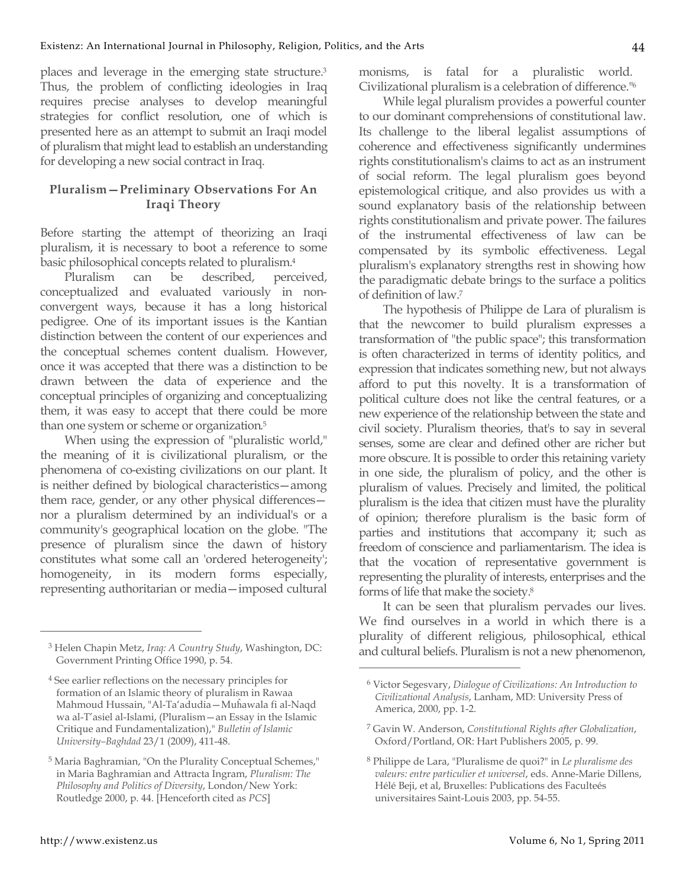places and leverage in the emerging state structure.[3] Thus, the problem of conflicting ideologies in Iraq requires precise analyses to develop meaningful strategies for conflict resolution, one of which is presented here as an attempt to submit an Iraqi model of pluralism that might lead to establish an understanding for developing a new social contract in Iraq.

## Pluralism—Preliminary Observations For An Iraqi Theory

Before starting the attempt of theorizing an Iraqi pluralism, it is necessary to boot a reference to some basic philosophical concepts related to pluralism.[4]

Pluralism can be described, perceived, conceptualized and evaluated variously in non-convergent ways, because it has a long historical pedigree. One of its important issues is the Kantian distinction between the content of our experiences and the conceptual schemes content dualism. However, once it was accepted that there was a distinction to be drawn between the data of experience and the conceptual principles of organizing and conceptualizing them, it was easy to accept that there could be more than one system or scheme or organization.[5]

When using the expression of "pluralistic world," the meaning of it is civilizational pluralism, or the phenomena of co-existing civilizations on our plant. It is neither defined by biological characteristics—among them race, gender, or any other physical differences—nor a pluralism determined by an individual's or a community's geographical location on the globe. "The presence of pluralism since the dawn of history constitutes what some call an 'ordered heterogeneity'; homogeneity, in its modern forms especially, representing authoritarian or media—imposed cultural monisms, is fatal for a pluralistic world. Civilizational pluralism is a celebration of difference."[6]

While legal pluralism provides a powerful counter to our dominant comprehensions of constitutional law. Its challenge to the liberal legalist assumptions of coherence and effectiveness significantly undermines rights constitutionalism's claims to act as an instrument of social reform. The legal pluralism goes beyond epistemological critique, and also provides us with a sound explanatory basis of the relationship between rights constitutionalism and private power. The failures of the instrumental effectiveness of law can be compensated by its symbolic effectiveness. Legal pluralism's explanatory strengths rest in showing how the paradigmatic debate brings to the surface a politics of definition of law.[7]

The hypothesis of Philippe de Lara of pluralism is that the newcomer to build pluralism expresses a transformation of "the public space"; this transformation is often characterized in terms of identity politics, and expression that indicates something new, but not always afford to put this novelty. It is a transformation of political culture does not like the central features, or a new experience of the relationship between the state and civil society. Pluralism theories, that's to say in several senses, some are clear and defined other are richer but more obscure. It is possible to order this retaining variety in one side, the pluralism of policy, and the other is pluralism of values. Precisely and limited, the political pluralism is the idea that citizen must have the plurality of opinion; therefore pluralism is the basic form of parties and institutions that accompany it; such as freedom of conscience and parliamentarism. The idea is that the vocation of representative government is representing the plurality of interests, enterprises and the forms of life that make the society.[8]

It can be seen that pluralism pervades our lives. We find ourselves in a world in which there is a plurality of different religious, philosophical, ethical and cultural beliefs. Pluralism is not a new phenomenon,

---

[3] Helen Chapin Metz, *Iraq: A Country Study*, Washington, DC: Government Printing Office 1990, p. 54.

[4] See earlier reflections on the necessary principles for formation of an Islamic theory of pluralism in Rawaa Mahmoud Hussain, "Al-Ta'adudia—Muĥawala fi al-Naqd wa al-T'asiel al-Islami, (Pluralism—an Essay in the Islamic Critique and Fundamentalization)," *Bulletin of Islamic University–Baghdad* 23/1 (2009), 411-48.

[5] Maria Baghramian, "On the Plurality Conceptual Schemes," in Maria Baghramian and Attracta Ingram, *Pluralism: The Philosophy and Politics of Diversity*, London/New York: Routledge 2000, p. 44. [Henceforth cited as *PCS*]

[6] Victor Segesvary, *Dialogue of Civilizations: An Introduction to Civilizational Analysis*, Lanham, MD: University Press of America, 2000, pp. 1-2.

[7] Gavin W. Anderson, *Constitutional Rights after Globalization*, Oxford/Portland, OR: Hart Publishers 2005, p. 99.

[8] Philippe de Lara, "Pluralisme de quoi?" in *Le pluralisme des valeurs: entre particulier et universel*, eds. Anne-Marie Dillens, Hélé Beji, et al, Bruxelles: Publications des Faculteés universitaires Saint-Louis 2003, pp. 54-55.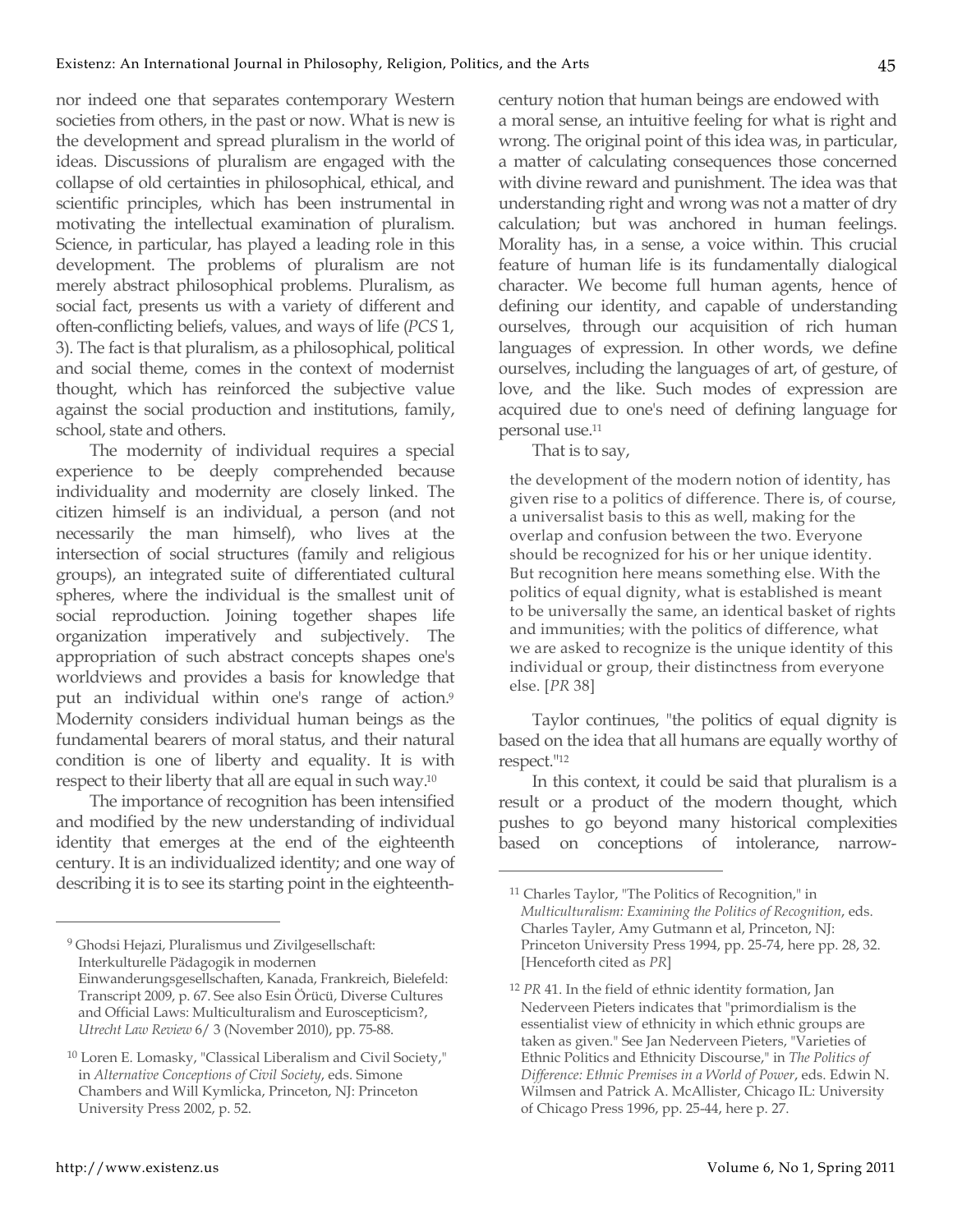nor indeed one that separates contemporary Western societies from others, in the past or now. What is new is the development and spread pluralism in the world of ideas. Discussions of pluralism are engaged with the collapse of old certainties in philosophical, ethical, and scientific principles, which has been instrumental in motivating the intellectual examination of pluralism. Science, in particular, has played a leading role in this development. The problems of pluralism are not merely abstract philosophical problems. Pluralism, as social fact, presents us with a variety of different and often-conflicting beliefs, values, and ways of life (*PCS* 1, 3). The fact is that pluralism, as a philosophical, political and social theme, comes in the context of modernist thought, which has reinforced the subjective value against the social production and institutions, family, school, state and others.

The modernity of individual requires a special experience to be deeply comprehended because individuality and modernity are closely linked. The citizen himself is an individual, a person (and not necessarily the man himself), who lives at the intersection of social structures (family and religious groups), an integrated suite of differentiated cultural spheres, where the individual is the smallest unit of social reproduction. Joining together shapes life organization imperatively and subjectively. The appropriation of such abstract concepts shapes one's worldviews and provides a basis for knowledge that put an individual within one's range of action.[9] Modernity considers individual human beings as the fundamental bearers of moral status, and their natural condition is one of liberty and equality. It is with respect to their liberty that all are equal in such way.[10]

The importance of recognition has been intensified and modified by the new understanding of individual identity that emerges at the end of the eighteenth century. It is an individualized identity; and one way of describing it is to see its starting point in the eighteenth-century notion that human beings are endowed with a moral sense, an intuitive feeling for what is right and wrong. The original point of this idea was, in particular, a matter of calculating consequences those concerned with divine reward and punishment. The idea was that understanding right and wrong was not a matter of dry calculation; but was anchored in human feelings. Morality has, in a sense, a voice within. This crucial feature of human life is its fundamentally dialogical character. We become full human agents, hence of defining our identity, and capable of understanding ourselves, through our acquisition of rich human languages of expression. In other words, we define ourselves, including the languages of art, of gesture, of love, and the like. Such modes of expression are acquired due to one's need of defining language for personal use.[11]

That is to say,

> the development of the modern notion of identity, has given rise to a politics of difference. There is, of course, a universalist basis to this as well, making for the overlap and confusion between the two. Everyone should be recognized for his or her unique identity. But recognition here means something else. With the politics of equal dignity, what is established is meant to be universally the same, an identical basket of rights and immunities; with the politics of difference, what we are asked to recognize is the unique identity of this individual or group, their distinctness from everyone else. [*PR* 38]

Taylor continues, "the politics of equal dignity is based on the idea that all humans are equally worthy of respect."[12]

In this context, it could be said that pluralism is a result or a product of the modern thought, which pushes to go beyond many historical complexities based on conceptions of intolerance, narrow-

---

[9] Ghodsi Hejazi, Pluralismus und Zivilgesellschaft: Interkulturelle Pädagogik in modernen Einwanderungsgesellschaften, Kanada, Frankreich, Bielefeld: Transcript 2009, p. 67. See also Esin Örücü, Diverse Cultures and Official Laws: Multiculturalism and Euroscepticism?, *Utrecht Law Review* 6/ 3 (November 2010), pp. 75-88.

[10] Loren E. Lomasky, "Classical Liberalism and Civil Society," in *Alternative Conceptions of Civil Society*, eds. Simone Chambers and Will Kymlicka, Princeton, NJ: Princeton University Press 2002, p. 52.

[11] Charles Taylor, "The Politics of Recognition," in *Multiculturalism: Examining the Politics of Recognition*, eds. Charles Tayler, Amy Gutmann et al, Princeton, NJ: Princeton University Press 1994, pp. 25-74, here pp. 28, 32. [Henceforth cited as *PR*]

[12] *PR* 41. In the field of ethnic identity formation, Jan Nederveen Pieters indicates that "primordialism is the essentialist view of ethnicity in which ethnic groups are taken as given." See Jan Nederveen Pieters, "Varieties of Ethnic Politics and Ethnicity Discourse," in *The Politics of Difference: Ethnic Premises in a World of Power*, eds. Edwin N. Wilmsen and Patrick A. McAllister, Chicago IL: University of Chicago Press 1996, pp. 25-44, here p. 27.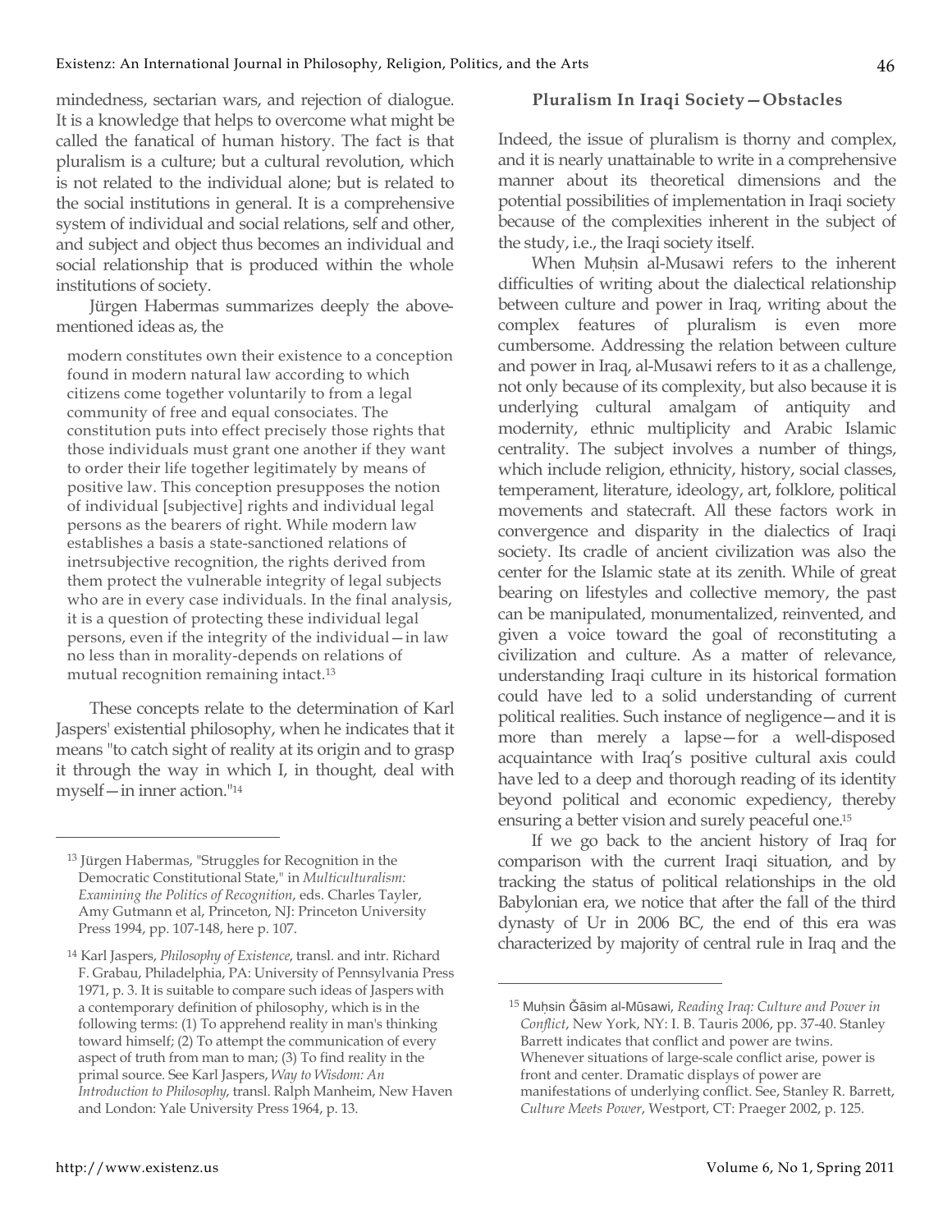mindedness, sectarian wars, and rejection of dialogue. It is a knowledge that helps to overcome what might be called the fanatical of human history. The fact is that pluralism is a culture; but a cultural revolution, which is not related to the individual alone; but is related to the social institutions in general. It is a comprehensive system of individual and social relations, self and other, and subject and object thus becomes an individual and social relationship that is produced within the whole institutions of society.

Jürgen Habermas summarizes deeply the above-mentioned ideas as, the

> modern constitutes own their existence to a conception found in modern natural law according to which citizens come together voluntarily to from a legal community of free and equal consociates. The constitution puts into effect precisely those rights that those individuals must grant one another if they want to order their life together legitimately by means of positive law. This conception presupposes the notion of individual [subjective] rights and individual legal persons as the bearers of right. While modern law establishes a basis a state-sanctioned relations of inetrsubjective recognition, the rights derived from them protect the vulnerable integrity of legal subjects who are in every case individuals. In the final analysis, it is a question of protecting these individual legal persons, even if the integrity of the individual—in law no less than in morality-depends on relations of mutual recognition remaining intact.[13]

These concepts relate to the determination of Karl Jaspers' existential philosophy, when he indicates that it means "to catch sight of reality at its origin and to grasp it through the way in which I, in thought, deal with myself—in inner action."[14]

### Pluralism In Iraqi Society—Obstacles

Indeed, the issue of pluralism is thorny and complex, and it is nearly unattainable to write in a comprehensive manner about its theoretical dimensions and the potential possibilities of implementation in Iraqi society because of the complexities inherent in the subject of the study, i.e., the Iraqi society itself.

When Muḥsin al-Musawi refers to the inherent difficulties of writing about the dialectical relationship between culture and power in Iraq, writing about the complex features of pluralism is even more cumbersome. Addressing the relation between culture and power in Iraq, al-Musawi refers to it as a challenge, not only because of its complexity, but also because it is underlying cultural amalgam of antiquity and modernity, ethnic multiplicity and Arabic Islamic centrality. The subject involves a number of things, which include religion, ethnicity, history, social classes, temperament, literature, ideology, art, folklore, political movements and statecraft. All these factors work in convergence and disparity in the dialectics of Iraqi society. Its cradle of ancient civilization was also the center for the Islamic state at its zenith. While of great bearing on lifestyles and collective memory, the past can be manipulated, monumentalized, reinvented, and given a voice toward the goal of reconstituting a civilization and culture. As a matter of relevance, understanding Iraqi culture in its historical formation could have led to a solid understanding of current political realities. Such instance of negligence—and it is more than merely a lapse—for a well-disposed acquaintance with Iraq's positive cultural axis could have led to a deep and thorough reading of its identity beyond political and economic expediency, thereby ensuring a better vision and surely peaceful one.[15]

If we go back to the ancient history of Iraq for comparison with the current Iraqi situation, and by tracking the status of political relationships in the old Babylonian era, we notice that after the fall of the third dynasty of Ur in 2006 BC, the end of this era was characterized by majority of central rule in Iraq and the

---

[13] Jürgen Habermas, "Struggles for Recognition in the Democratic Constitutional State," in *Multiculturalism: Examining the Politics of Recognition*, eds. Charles Tayler, Amy Gutmann et al, Princeton, NJ: Princeton University Press 1994, pp. 107-148, here p. 107.

[14] Karl Jaspers, *Philosophy of Existence*, transl. and intr. Richard F. Grabau, Philadelphia, PA: University of Pennsylvania Press 1971, p. 3. It is suitable to compare such ideas of Jaspers with a contemporary definition of philosophy, which is in the following terms: (1) To apprehend reality in man's thinking toward himself; (2) To attempt the communication of every aspect of truth from man to man; (3) To find reality in the primal source. See Karl Jaspers, *Way to Wisdom: An Introduction to Philosophy*, transl. Ralph Manheim, New Haven and London: Yale University Press 1964, p. 13.

[15] Muḥsin Ǧāsim al-Mūsawi, *Reading Iraq: Culture and Power in Conflict*, New York, NY: I. B. Tauris 2006, pp. 37-40. Stanley Barrett indicates that conflict and power are twins. Whenever situations of large-scale conflict arise, power is front and center. Dramatic displays of power are manifestations of underlying conflict. See, Stanley R. Barrett, *Culture Meets Power*, Westport, CT: Praeger 2002, p. 125.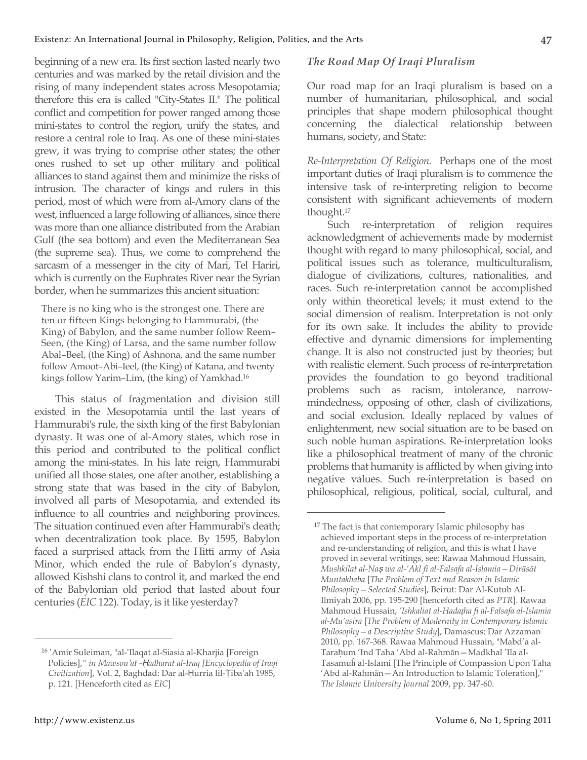beginning of a new era. Its first section lasted nearly two centuries and was marked by the retail division and the rising of many independent states across Mesopotamia; therefore this era is called "City-States II." The political conflict and competition for power ranged among those mini-states to control the region, unify the states, and restore a central role to Iraq. As one of these mini-states grew, it was trying to comprise other states; the other ones rushed to set up other military and political alliances to stand against them and minimize the risks of intrusion. The character of kings and rulers in this period, most of which were from al-Amory clans of the west, influenced a large following of alliances, since there was more than one alliance distributed from the Arabian Gulf (the sea bottom) and even the Mediterranean Sea (the supreme sea). Thus, we come to comprehend the sarcasm of a messenger in the city of Mari, Tel Hariri, which is currently on the Euphrates River near the Syrian border, when he summarizes this ancient situation:

> There is no king who is the strongest one. There are ten or fifteen Kings belonging to Hammurabi, (the King) of Babylon, and the same number follow Reem–Seen, (the King) of Larsa, and the same number follow Abal–Beel, (the King) of Ashnona, and the same number follow Amoot–Abi–Ieel, (the King) of Katana, and twenty kings follow Yarim–Lim, (the king) of Yamkhad.[16]

This status of fragmentation and division still existed in the Mesopotamia until the last years of Hammurabi's rule, the sixth king of the first Babylonian dynasty. It was one of al-Amory states, which rose in this period and contributed to the political conflict among the mini-states. In his late reign, Hammurabi unified all those states, one after another, establishing a strong state that was based in the city of Babylon, involved all parts of Mesopotamia, and extended its influence to all countries and neighboring provinces. The situation continued even after Hammurabi's death; when decentralization took place. By 1595, Babylon faced a surprised attack from the Hitti army of Asia Minor, which ended the rule of Babylon's dynasty, allowed Kishshi clans to control it, and marked the end of the Babylonian old period that lasted about four centuries (*EIC* 122). Today, is it like yesterday?

### *The Road Map Of Iraqi Pluralism*

Our road map for an Iraqi pluralism is based on a number of humanitarian, philosophical, and social principles that shape modern philosophical thought concerning the dialectical relationship between humans, society, and State:

*Re-Interpretation Of Religion.* Perhaps one of the most important duties of Iraqi pluralism is to commence the intensive task of re-interpreting religion to become consistent with significant achievements of modern thought.[17]

Such re-interpretation of religion requires acknowledgment of achievements made by modernist thought with regard to many philosophical, social, and political issues such as tolerance, multiculturalism, dialogue of civilizations, cultures, nationalities, and races. Such re-interpretation cannot be accomplished only within theoretical levels; it must extend to the social dimension of realism. Interpretation is not only for its own sake. It includes the ability to provide effective and dynamic dimensions for implementing change. It is also not constructed just by theories; but with realistic element. Such process of re-interpretation provides the foundation to go beyond traditional problems such as racism, intolerance, narrow-mindedness, opposing of other, clash of civilizations, and social exclusion. Ideally replaced by values of enlightenment, new social situation are to be based on such noble human aspirations. Re-interpretation looks like a philosophical treatment of many of the chronic problems that humanity is afflicted by when giving into negative values. Such re-interpretation is based on philosophical, religious, political, social, cultural, and

---

[16] 'Amir Suleiman, "al-'Ilaqat al-Siasia al-Kharjia [Foreign Policies]," *in Mawsou'at -Ḥadharat al-Iraq [Encyclopedia of Iraqi Civilization*], Vol. 2, Baghdad: Dar al-Ḥurria lil-Ṭiba'ah 1985, p. 121. [Henceforth cited as *EIC*]

[17] The fact is that contemporary Islamic philosophy has achieved important steps in the process of re-interpretation and re-understanding of religion, and this is what I have proved in several writings, see: Rawaa Mahmoud Hussain, *Mushkilat al-Naṣ wa al-'Akl fi al-Falsafa al-Islamia—Dirāsāt Muntakhaba* [*The Problem of Text and Reason in Islamic Philosophy—Selected Studies*], Beirut: Dar Al-Kutub Al-Ilmiyah 2006, pp. 195-290 [henceforth cited as *PTR*]. Rawaa Mahmoud Hussain, *'Ishkaliat al-Hadaṭha fi al-Falsafa al-Islamia al-Mu'asira* [*The Problem of Modernity in Contemporary Islamic Philosophy—a Descriptive Study*], Damascus: Dar Azzaman 2010, pp. 167-368. Rawaa Mahmoud Hussain, "Mabd'a al-Taraḥum 'Ind Taha 'Abd al-Rahmān—Madkhal 'Ila al-Tasamuḥ al-Islami [The Principle of Compassion Upon Taha 'Abd al-Rahmān—An Introduction to Islamic Toleration]," *The Islamic University Journal* 2009, pp. 347-60.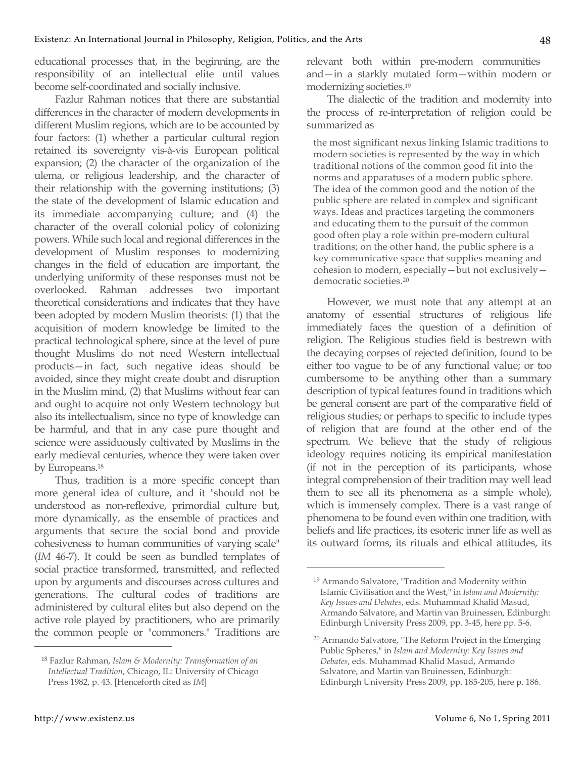educational processes that, in the beginning, are the responsibility of an intellectual elite until values become self-coordinated and socially inclusive.

Fazlur Rahman notices that there are substantial differences in the character of modern developments in different Muslim regions, which are to be accounted by four factors: (1) whether a particular cultural region retained its sovereignty vis-à-vis European political expansion; (2) the character of the organization of the ulema, or religious leadership, and the character of their relationship with the governing institutions; (3) the state of the development of Islamic education and its immediate accompanying culture; and (4) the character of the overall colonial policy of colonizing powers. While such local and regional differences in the development of Muslim responses to modernizing changes in the field of education are important, the underlying uniformity of these responses must not be overlooked. Rahman addresses two important theoretical considerations and indicates that they have been adopted by modern Muslim theorists: (1) that the acquisition of modern knowledge be limited to the practical technological sphere, since at the level of pure thought Muslims do not need Western intellectual products—in fact, such negative ideas should be avoided, since they might create doubt and disruption in the Muslim mind, (2) that Muslims without fear can and ought to acquire not only Western technology but also its intellectualism, since no type of knowledge can be harmful, and that in any case pure thought and science were assiduously cultivated by Muslims in the early medieval centuries, whence they were taken over by Europeans.[18]

Thus, tradition is a more specific concept than more general idea of culture, and it "should not be understood as non-reflexive, primordial culture but, more dynamically, as the ensemble of practices and arguments that secure the social bond and provide cohesiveness to human communities of varying scale" (*IM* 46-7). It could be seen as bundled templates of social practice transformed, transmitted, and reflected upon by arguments and discourses across cultures and generations. The cultural codes of traditions are administered by cultural elites but also depend on the active role played by practitioners, who are primarily the common people or "commoners." Traditions are relevant both within pre-modern communities and—in a starkly mutated form—within modern or modernizing societies.[19]

The dialectic of the tradition and modernity into the process of re-interpretation of religion could be summarized as

> the most significant nexus linking Islamic traditions to modern societies is represented by the way in which traditional notions of the common good fit into the norms and apparatuses of a modern public sphere. The idea of the common good and the notion of the public sphere are related in complex and significant ways. Ideas and practices targeting the commoners and educating them to the pursuit of the common good often play a role within pre-modern cultural traditions; on the other hand, the public sphere is a key communicative space that supplies meaning and cohesion to modern, especially—but not exclusively—democratic societies.[20]

However, we must note that any attempt at an anatomy of essential structures of religious life immediately faces the question of a definition of religion. The Religious studies field is bestrewn with the decaying corpses of rejected definition, found to be either too vague to be of any functional value; or too cumbersome to be anything other than a summary description of typical features found in traditions which be general consent are part of the comparative field of religious studies; or perhaps to specific to include types of religion that are found at the other end of the spectrum. We believe that the study of religious ideology requires noticing its empirical manifestation (if not in the perception of its participants, whose integral comprehension of their tradition may well lead them to see all its phenomena as a simple whole), which is immensely complex. There is a vast range of phenomena to be found even within one tradition, with beliefs and life practices, its esoteric inner life as well as its outward forms, its rituals and ethical attitudes, its

---

[18] Fazlur Rahman, *Islam & Modernity: Transformation of an Intellectual Tradition*, Chicago, IL: University of Chicago Press 1982, p. 43. [Henceforth cited as *IM*]

[19] Armando Salvatore, "Tradition and Modernity within Islamic Civilisation and the West," in *Islam and Modernity: Key Issues and Debates*, eds. Muhammad Khalid Masud, Armando Salvatore, and Martin van Bruinessen, Edinburgh: Edinburgh University Press 2009, pp. 3-45, here pp. 5-6.

[20] Armando Salvatore, "The Reform Project in the Emerging Public Spheres," in *Islam and Modernity: Key Issues and Debates*, eds. Muhammad Khalid Masud, Armando Salvatore, and Martin van Bruinessen, Edinburgh: Edinburgh University Press 2009, pp. 185-205, here p. 186.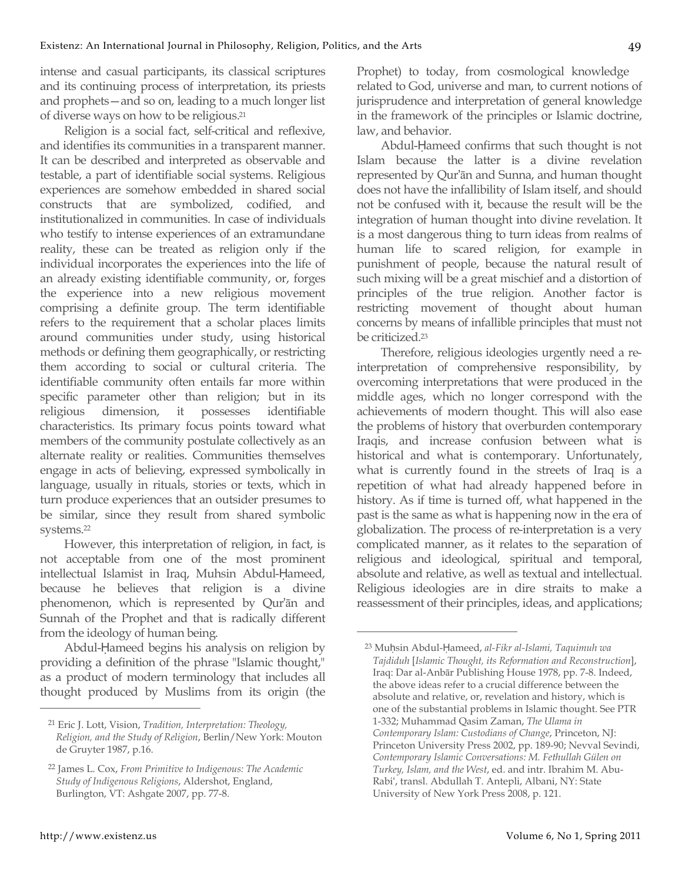intense and casual participants, its classical scriptures and its continuing process of interpretation, its priests and prophets—and so on, leading to a much longer list of diverse ways on how to be religious.[21]

Religion is a social fact, self-critical and reflexive, and identifies its communities in a transparent manner. It can be described and interpreted as observable and testable, a part of identifiable social systems. Religious experiences are somehow embedded in shared social constructs that are symbolized, codified, and institutionalized in communities. In case of individuals who testify to intense experiences of an extramundane reality, these can be treated as religion only if the individual incorporates the experiences into the life of an already existing identifiable community, or, forges the experience into a new religious movement comprising a definite group. The term identifiable refers to the requirement that a scholar places limits around communities under study, using historical methods or defining them geographically, or restricting them according to social or cultural criteria. The identifiable community often entails far more within specific parameter other than religion; but in its religious dimension, it possesses identifiable characteristics. Its primary focus points toward what members of the community postulate collectively as an alternate reality or realities. Communities themselves engage in acts of believing, expressed symbolically in language, usually in rituals, stories or texts, which in turn produce experiences that an outsider presumes to be similar, since they result from shared symbolic systems.[22]

However, this interpretation of religion, in fact, is not acceptable from one of the most prominent intellectual Islamist in Iraq, Muhsin Abdul-Ḥameed, because he believes that religion is a divine phenomenon, which is represented by Qur'ān and Sunnah of the Prophet and that is radically different from the ideology of human being.

Abdul-Ḥameed begins his analysis on religion by providing a definition of the phrase "Islamic thought," as a product of modern terminology that includes all thought produced by Muslims from its origin (the Prophet) to today, from cosmological knowledge related to God, universe and man, to current notions of jurisprudence and interpretation of general knowledge in the framework of the principles or Islamic doctrine, law, and behavior.

Abdul-Ḥameed confirms that such thought is not Islam because the latter is a divine revelation represented by Qur'ān and Sunna, and human thought does not have the infallibility of Islam itself, and should not be confused with it, because the result will be the integration of human thought into divine revelation. It is a most dangerous thing to turn ideas from realms of human life to scared religion, for example in punishment of people, because the natural result of such mixing will be a great mischief and a distortion of principles of the true religion. Another factor is restricting movement of thought about human concerns by means of infallible principles that must not be criticized.[23]

Therefore, religious ideologies urgently need a re-interpretation of comprehensive responsibility, by overcoming interpretations that were produced in the middle ages, which no longer correspond with the achievements of modern thought. This will also ease the problems of history that overburden contemporary Iraqis, and increase confusion between what is historical and what is contemporary. Unfortunately, what is currently found in the streets of Iraq is a repetition of what had already happened before in history. As if time is turned off, what happened in the past is the same as what is happening now in the era of globalization. The process of re-interpretation is a very complicated manner, as it relates to the separation of religious and ideological, spiritual and temporal, absolute and relative, as well as textual and intellectual. Religious ideologies are in dire straits to make a reassessment of their principles, ideas, and applications;

---

[21] Eric J. Lott, Vision, *Tradition, Interpretation: Theology, Religion, and the Study of Religion*, Berlin/New York: Mouton de Gruyter 1987, p.16.

[22] James L. Cox, *From Primitive to Indigenous: The Academic Study of Indigenous Religions*, Aldershot, England, Burlington, VT: Ashgate 2007, pp. 77-8.

[23] Muḥsin Abdul-Ḥameed, *al-Fikr al-Islami, Taquimuh wa Tajdiduh* [*Islamic Thought, its Reformation and Reconstruction*], Iraq: Dar al-Anbār Publishing House 1978, pp. 7-8. Indeed, the above ideas refer to a crucial difference between the absolute and relative, or, revelation and history, which is one of the substantial problems in Islamic thought. See PTR 1-332; Muhammad Qasim Zaman, *The Ulama in Contemporary Islam: Custodians of Change*, Princeton, NJ: Princeton University Press 2002, pp. 189-90; Nevval Sevindi, *Contemporary Islamic Conversations: M. Fethullah Gülen on Turkey, Islam, and the West*, ed. and intr. Ibrahim M. Abu-Rabi', transl. Abdullah T. Antepli, Albani, NY: State University of New York Press 2008, p. 121.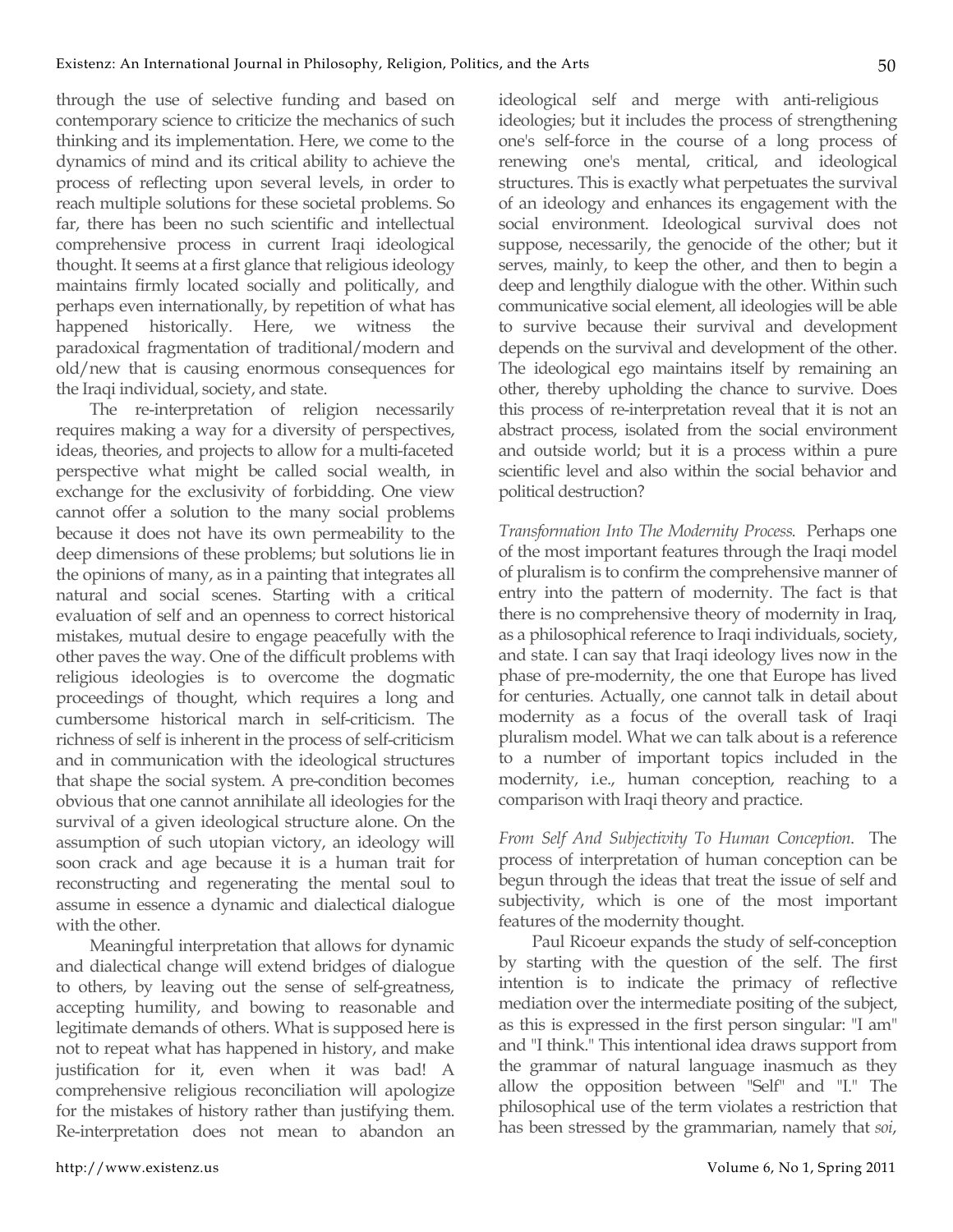through the use of selective funding and based on contemporary science to criticize the mechanics of such thinking and its implementation. Here, we come to the dynamics of mind and its critical ability to achieve the process of reflecting upon several levels, in order to reach multiple solutions for these societal problems. So far, there has been no such scientific and intellectual comprehensive process in current Iraqi ideological thought. It seems at a first glance that religious ideology maintains firmly located socially and politically, and perhaps even internationally, by repetition of what has happened historically. Here, we witness the paradoxical fragmentation of traditional/modern and old/new that is causing enormous consequences for the Iraqi individual, society, and state.

The re-interpretation of religion necessarily requires making a way for a diversity of perspectives, ideas, theories, and projects to allow for a multi-faceted perspective what might be called social wealth, in exchange for the exclusivity of forbidding. One view cannot offer a solution to the many social problems because it does not have its own permeability to the deep dimensions of these problems; but solutions lie in the opinions of many, as in a painting that integrates all natural and social scenes. Starting with a critical evaluation of self and an openness to correct historical mistakes, mutual desire to engage peacefully with the other paves the way. One of the difficult problems with religious ideologies is to overcome the dogmatic proceedings of thought, which requires a long and cumbersome historical march in self-criticism. The richness of self is inherent in the process of self-criticism and in communication with the ideological structures that shape the social system. A pre-condition becomes obvious that one cannot annihilate all ideologies for the survival of a given ideological structure alone. On the assumption of such utopian victory, an ideology will soon crack and age because it is a human trait for reconstructing and regenerating the mental soul to assume in essence a dynamic and dialectical dialogue with the other.

Meaningful interpretation that allows for dynamic and dialectical change will extend bridges of dialogue to others, by leaving out the sense of self-greatness, accepting humility, and bowing to reasonable and legitimate demands of others. What is supposed here is not to repeat what has happened in history, and make justification for it, even when it was bad! A comprehensive religious reconciliation will apologize for the mistakes of history rather than justifying them. Re-interpretation does not mean to abandon an ideological self and merge with anti-religious ideologies; but it includes the process of strengthening one's self-force in the course of a long process of renewing one's mental, critical, and ideological structures. This is exactly what perpetuates the survival of an ideology and enhances its engagement with the social environment. Ideological survival does not suppose, necessarily, the genocide of the other; but it serves, mainly, to keep the other, and then to begin a deep and lengthily dialogue with the other. Within such communicative social element, all ideologies will be able to survive because their survival and development depends on the survival and development of the other. The ideological ego maintains itself by remaining an other, thereby upholding the chance to survive. Does this process of re-interpretation reveal that it is not an abstract process, isolated from the social environment and outside world; but it is a process within a pure scientific level and also within the social behavior and political destruction?

*Transformation Into The Modernity Process.* Perhaps one of the most important features through the Iraqi model of pluralism is to confirm the comprehensive manner of entry into the pattern of modernity. The fact is that there is no comprehensive theory of modernity in Iraq, as a philosophical reference to Iraqi individuals, society, and state. I can say that Iraqi ideology lives now in the phase of pre-modernity, the one that Europe has lived for centuries. Actually, one cannot talk in detail about modernity as a focus of the overall task of Iraqi pluralism model. What we can talk about is a reference to a number of important topics included in the modernity, i.e., human conception, reaching to a comparison with Iraqi theory and practice.

*From Self And Subjectivity To Human Conception.* The process of interpretation of human conception can be begun through the ideas that treat the issue of self and subjectivity, which is one of the most important features of the modernity thought.

Paul Ricoeur expands the study of self-conception by starting with the question of the self. The first intention is to indicate the primacy of reflective mediation over the intermediate positing of the subject, as this is expressed in the first person singular: "I am" and "I think." This intentional idea draws support from the grammar of natural language inasmuch as they allow the opposition between "Self" and "I." The philosophical use of the term violates a restriction that has been stressed by the grammarian, namely that *soi*,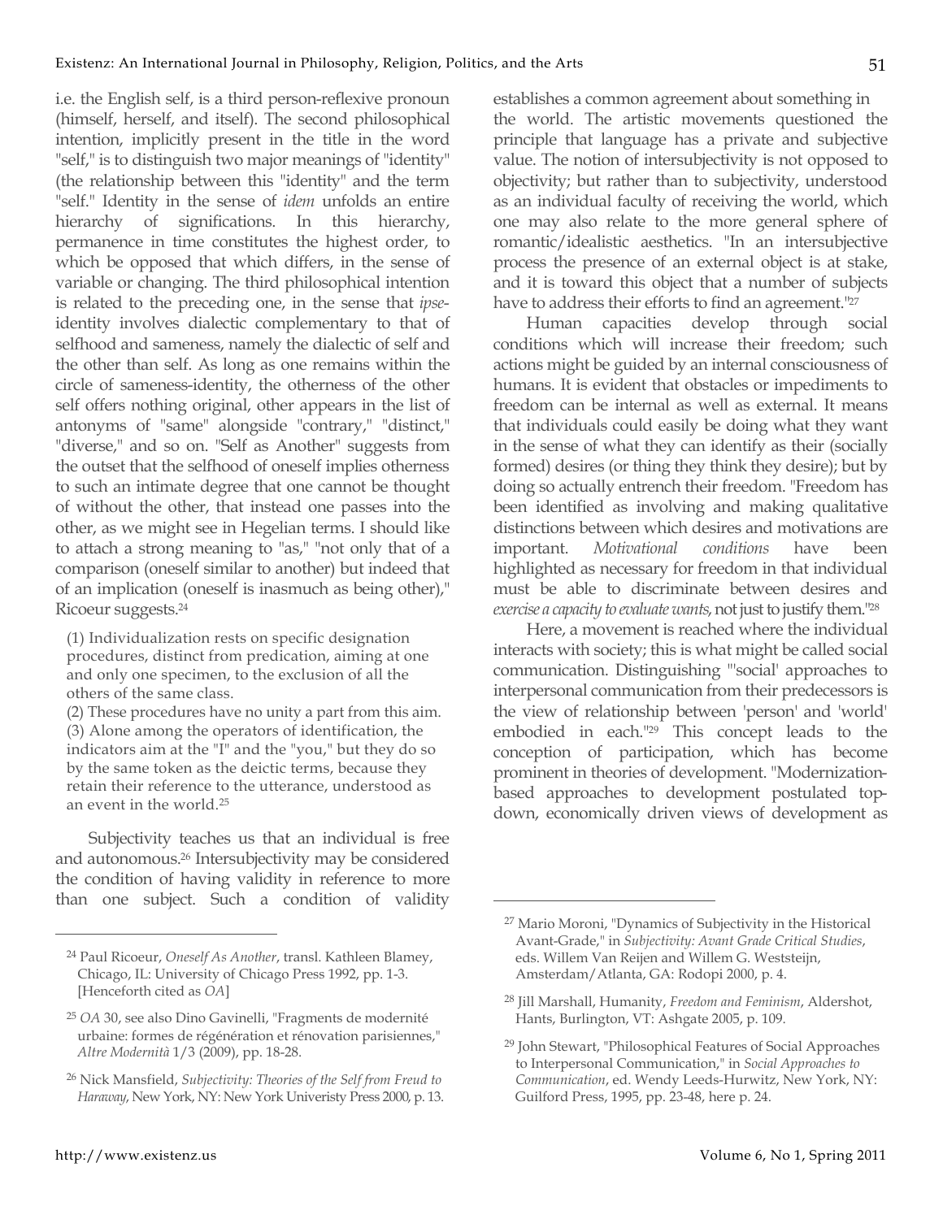i.e. the English self, is a third person-reflexive pronoun (himself, herself, and itself). The second philosophical intention, implicitly present in the title in the word "self," is to distinguish two major meanings of "identity" (the relationship between this "identity" and the term "self." Identity in the sense of *idem* unfolds an entire hierarchy of significations. In this hierarchy, permanence in time constitutes the highest order, to which be opposed that which differs, in the sense of variable or changing. The third philosophical intention is related to the preceding one, in the sense that *ipse*-identity involves dialectic complementary to that of selfhood and sameness, namely the dialectic of self and the other than self. As long as one remains within the circle of sameness-identity, the otherness of the other self offers nothing original, other appears in the list of antonyms of "same" alongside "contrary," "distinct," "diverse," and so on. "Self as Another" suggests from the outset that the selfhood of oneself implies otherness to such an intimate degree that one cannot be thought of without the other, that instead one passes into the other, as we might see in Hegelian terms. I should like to attach a strong meaning to "as," "not only that of a comparison (oneself similar to another) but indeed that of an implication (oneself is inasmuch as being other)," Ricoeur suggests.[24]

> (1) Individualization rests on specific designation procedures, distinct from predication, aiming at one and only one specimen, to the exclusion of all the others of the same class.
> (2) These procedures have no unity a part from this aim.
> (3) Alone among the operators of identification, the indicators aim at the "I" and the "you," but they do so by the same token as the deictic terms, because they retain their reference to the utterance, understood as an event in the world.[25]

Subjectivity teaches us that an individual is free and autonomous.[26] Intersubjectivity may be considered the condition of having validity in reference to more than one subject. Such a condition of validity establishes a common agreement about something in the world. The artistic movements questioned the principle that language has a private and subjective value. The notion of intersubjectivity is not opposed to objectivity; but rather than to subjectivity, understood as an individual faculty of receiving the world, which one may also relate to the more general sphere of romantic/idealistic aesthetics. "In an intersubjective process the presence of an external object is at stake, and it is toward this object that a number of subjects have to address their efforts to find an agreement."[27]

Human capacities develop through social conditions which will increase their freedom; such actions might be guided by an internal consciousness of humans. It is evident that obstacles or impediments to freedom can be internal as well as external. It means that individuals could easily be doing what they want in the sense of what they can identify as their (socially formed) desires (or thing they think they desire); but by doing so actually entrench their freedom. "Freedom has been identified as involving and making qualitative distinctions between which desires and motivations are important. *Motivational conditions* have been highlighted as necessary for freedom in that individual must be able to discriminate between desires and *exercise a capacity to evaluate wants*, not just to justify them."[28]

Here, a movement is reached where the individual interacts with society; this is what might be called social communication. Distinguishing "'social' approaches to interpersonal communication from their predecessors is the view of relationship between 'person' and 'world' embodied in each."[29] This concept leads to the conception of participation, which has become prominent in theories of development. "Modernization-based approaches to development postulated top-down, economically driven views of development as

---

[24] Paul Ricoeur, *Oneself As Another*, transl. Kathleen Blamey, Chicago, IL: University of Chicago Press 1992, pp. 1-3. [Henceforth cited as *OA*]

[25] *OA* 30, see also Dino Gavinelli, "Fragments de modernité urbaine: formes de régénération et rénovation parisiennes," *Altre Modernità* 1/3 (2009), pp. 18-28.

[26] Nick Mansfield, *Subjectivity: Theories of the Self from Freud to Haraway*, New York, NY: New York Univeristy Press 2000, p. 13.

[27] Mario Moroni, "Dynamics of Subjectivity in the Historical Avant-Grade," in *Subjectivity: Avant Grade Critical Studies*, eds. Willem Van Reijen and Willem G. Weststeijn, Amsterdam/Atlanta, GA: Rodopi 2000, p. 4.

[28] Jill Marshall, Humanity, *Freedom and Feminism*, Aldershot, Hants, Burlington, VT: Ashgate 2005, p. 109.

[29] John Stewart, "Philosophical Features of Social Approaches to Interpersonal Communication," in *Social Approaches to Communication*, ed. Wendy Leeds-Hurwitz, New York, NY: Guilford Press, 1995, pp. 23-48, here p. 24.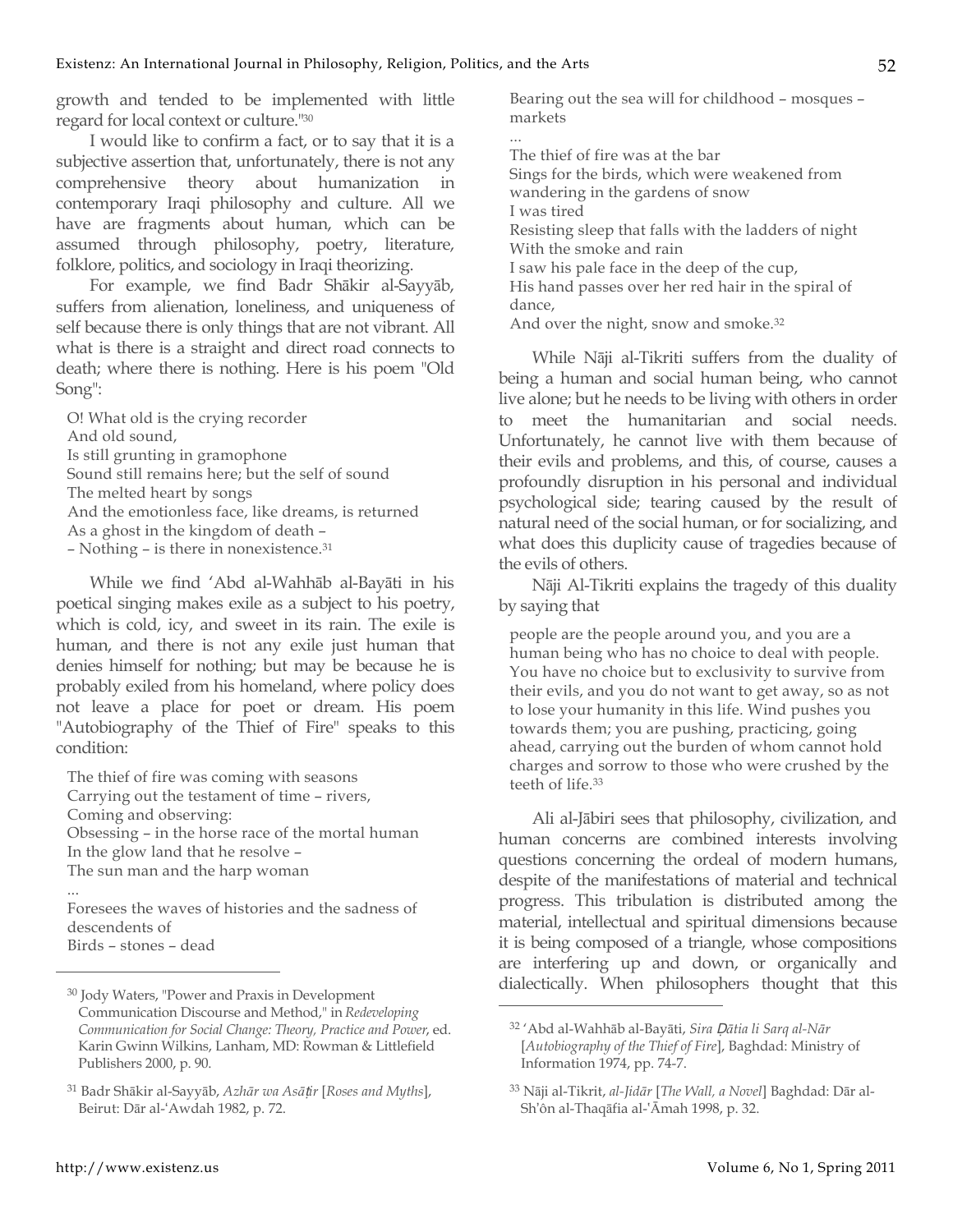growth and tended to be implemented with little regard for local context or culture."[30]

I would like to confirm a fact, or to say that it is a subjective assertion that, unfortunately, there is not any comprehensive theory about humanization in contemporary Iraqi philosophy and culture. All we have are fragments about human, which can be assumed through philosophy, poetry, literature, folklore, politics, and sociology in Iraqi theorizing.

For example, we find Badr Shākir al-Sayyāb, suffers from alienation, loneliness, and uniqueness of self because there is only things that are not vibrant. All what is there is a straight and direct road connects to death; where there is nothing. Here is his poem "Old Song":

> O! What old is the crying recorder
> And old sound,
> Is still grunting in gramophone
> Sound still remains here; but the self of sound
> The melted heart by songs
> And the emotionless face, like dreams, is returned
> As a ghost in the kingdom of death –
> – Nothing – is there in nonexistence.[31]

While we find ʻAbd al-Wahhāb al-Bayāti in his poetical singing makes exile as a subject to his poetry, which is cold, icy, and sweet in its rain. The exile is human, and there is not any exile just human that denies himself for nothing; but may be because he is probably exiled from his homeland, where policy does not leave a place for poet or dream. His poem "Autobiography of the Thief of Fire" speaks to this condition:

> The thief of fire was coming with seasons
> Carrying out the testament of time – rivers,
> Coming and observing:
> Obsessing – in the horse race of the mortal human
> In the glow land that he resolve –
> The sun man and the harp woman
> ...
> Foresees the waves of histories and the sadness of descendents of
> Birds – stones – dead
> Bearing out the sea will for childhood – mosques – markets
> ...
> The thief of fire was at the bar
> Sings for the birds, which were weakened from wandering in the gardens of snow
> I was tired
> Resisting sleep that falls with the ladders of night
> With the smoke and rain
> I saw his pale face in the deep of the cup,
> His hand passes over her red hair in the spiral of dance,
> And over the night, snow and smoke.[32]

While Nāji al-Tikriti suffers from the duality of being a human and social human being, who cannot live alone; but he needs to be living with others in order to meet the humanitarian and social needs. Unfortunately, he cannot live with them because of their evils and problems, and this, of course, causes a profoundly disruption in his personal and individual psychological side; tearing caused by the result of natural need of the social human, or for socializing, and what does this duplicity cause of tragedies because of the evils of others.

Nāji Al-Tikriti explains the tragedy of this duality by saying that

> people are the people around you, and you are a human being who has no choice to deal with people. You have no choice but to exclusivity to survive from their evils, and you do not want to get away, so as not to lose your humanity in this life. Wind pushes you towards them; you are pushing, practicing, going ahead, carrying out the burden of whom cannot hold charges and sorrow to those who were crushed by the teeth of life.[33]

Ali al-Jābiri sees that philosophy, civilization, and human concerns are combined interests involving questions concerning the ordeal of modern humans, despite of the manifestations of material and technical progress. This tribulation is distributed among the material, intellectual and spiritual dimensions because it is being composed of a triangle, whose compositions are interfering up and down, or organically and dialectically. When philosophers thought that this

---

[30] Jody Waters, "Power and Praxis in Development Communication Discourse and Method," in *Redeveloping Communication for Social Change: Theory, Practice and Power*, ed. Karin Gwinn Wilkins, Lanham, MD: Rowman & Littlefield Publishers 2000, p. 90.

[31] Badr Shākir al-Sayyāb, *Azhār wa Asāṭir* [*Roses and Myths*], Beirut: Dār al-ʻAwdah 1982, p. 72.

[32] ʻAbd al-Wahhāb al-Bayāti, *Sira Ḏātia li Sarq al-Nār* [*Autobiography of the Thief of Fire*], Baghdad: Ministry of Information 1974, pp. 74-7.

[33] Nāji al-Tikrit, *al-Jidār* [*The Wall, a Novel*] Baghdad: Dār al-Sh'ôn al-Thaqāfia al-ʻĀmah 1998, p. 32.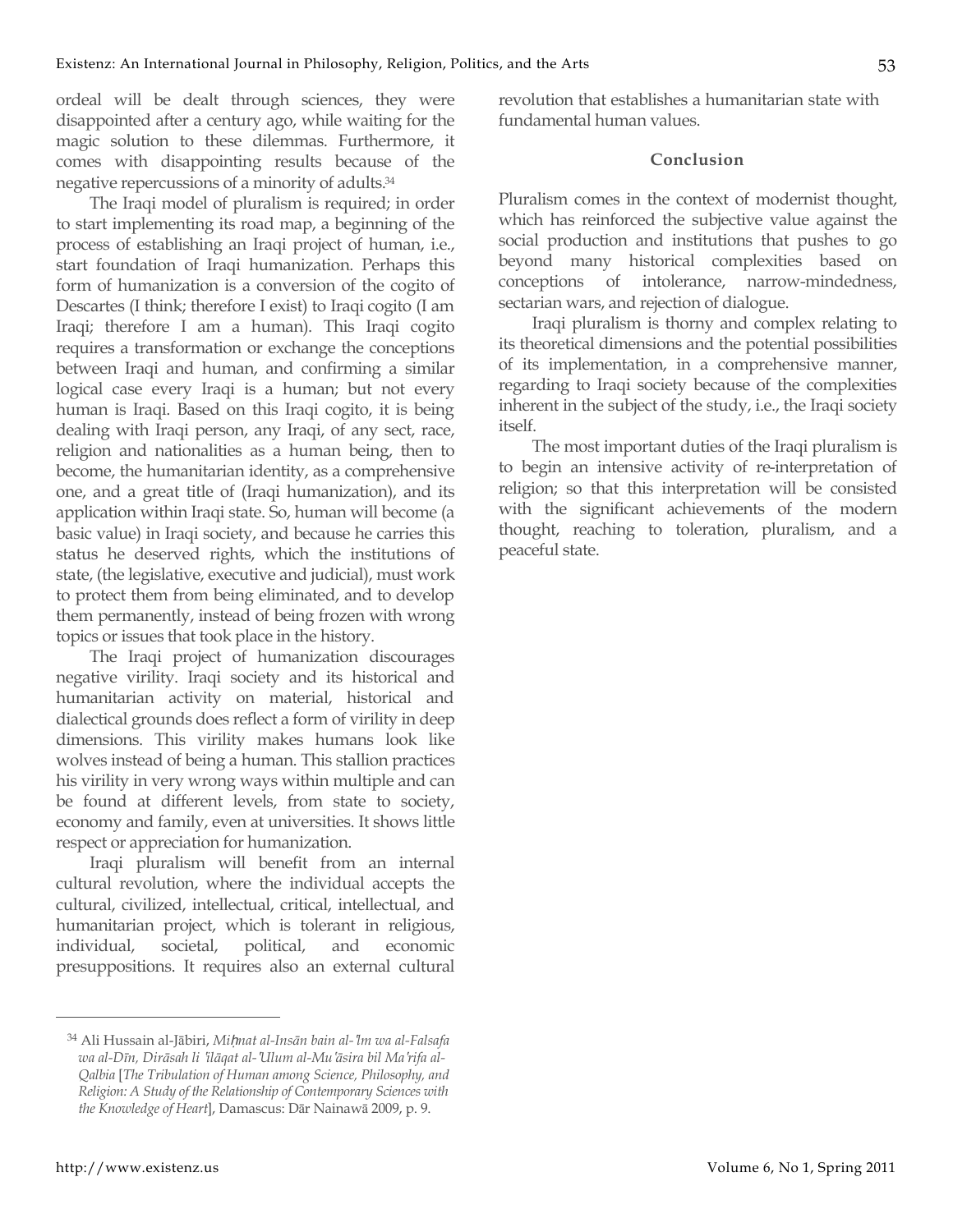ordeal will be dealt through sciences, they were disappointed after a century ago, while waiting for the magic solution to these dilemmas. Furthermore, it comes with disappointing results because of the negative repercussions of a minority of adults.[34]

The Iraqi model of pluralism is required; in order to start implementing its road map, a beginning of the process of establishing an Iraqi project of human, i.e., start foundation of Iraqi humanization. Perhaps this form of humanization is a conversion of the cogito of Descartes (I think; therefore I exist) to Iraqi cogito (I am Iraqi; therefore I am a human). This Iraqi cogito requires a transformation or exchange the conceptions between Iraqi and human, and confirming a similar logical case every Iraqi is a human; but not every human is Iraqi. Based on this Iraqi cogito, it is being dealing with Iraqi person, any Iraqi, of any sect, race, religion and nationalities as a human being, then to become, the humanitarian identity, as a comprehensive one, and a great title of (Iraqi humanization), and its application within Iraqi state. So, human will become (a basic value) in Iraqi society, and because he carries this status he deserved rights, which the institutions of state, (the legislative, executive and judicial), must work to protect them from being eliminated, and to develop them permanently, instead of being frozen with wrong topics or issues that took place in the history.

The Iraqi project of humanization discourages negative virility. Iraqi society and its historical and humanitarian activity on material, historical and dialectical grounds does reflect a form of virility in deep dimensions. This virility makes humans look like wolves instead of being a human. This stallion practices his virility in very wrong ways within multiple and can be found at different levels, from state to society, economy and family, even at universities. It shows little respect or appreciation for humanization.

Iraqi pluralism will benefit from an internal cultural revolution, where the individual accepts the cultural, civilized, intellectual, critical, intellectual, and humanitarian project, which is tolerant in religious, individual, societal, political, and economic presuppositions. It requires also an external cultural revolution that establishes a humanitarian state with fundamental human values.

### Conclusion

Pluralism comes in the context of modernist thought, which has reinforced the subjective value against the social production and institutions that pushes to go beyond many historical complexities based on conceptions of intolerance, narrow-mindedness, sectarian wars, and rejection of dialogue.

Iraqi pluralism is thorny and complex relating to its theoretical dimensions and the potential possibilities of its implementation, in a comprehensive manner, regarding to Iraqi society because of the complexities inherent in the subject of the study, i.e., the Iraqi society itself.

The most important duties of the Iraqi pluralism is to begin an intensive activity of re-interpretation of religion; so that this interpretation will be consisted with the significant achievements of the modern thought, reaching to toleration, pluralism, and a peaceful state.

---

[34] Ali Hussain al-Jābiri, *Miḥnat al-Insān bain al-'Ilm wa al-Falsafa wa al-Dīn, Dirāsah li 'ilāqat al-'Ulum al-Mu'āsira bil Ma'rifa al-Qalbia* [*The Tribulation of Human among Science, Philosophy, and Religion: A Study of the Relationship of Contemporary Sciences with the Knowledge of Heart*], Damascus: Dār Nainawā 2009, p. 9.